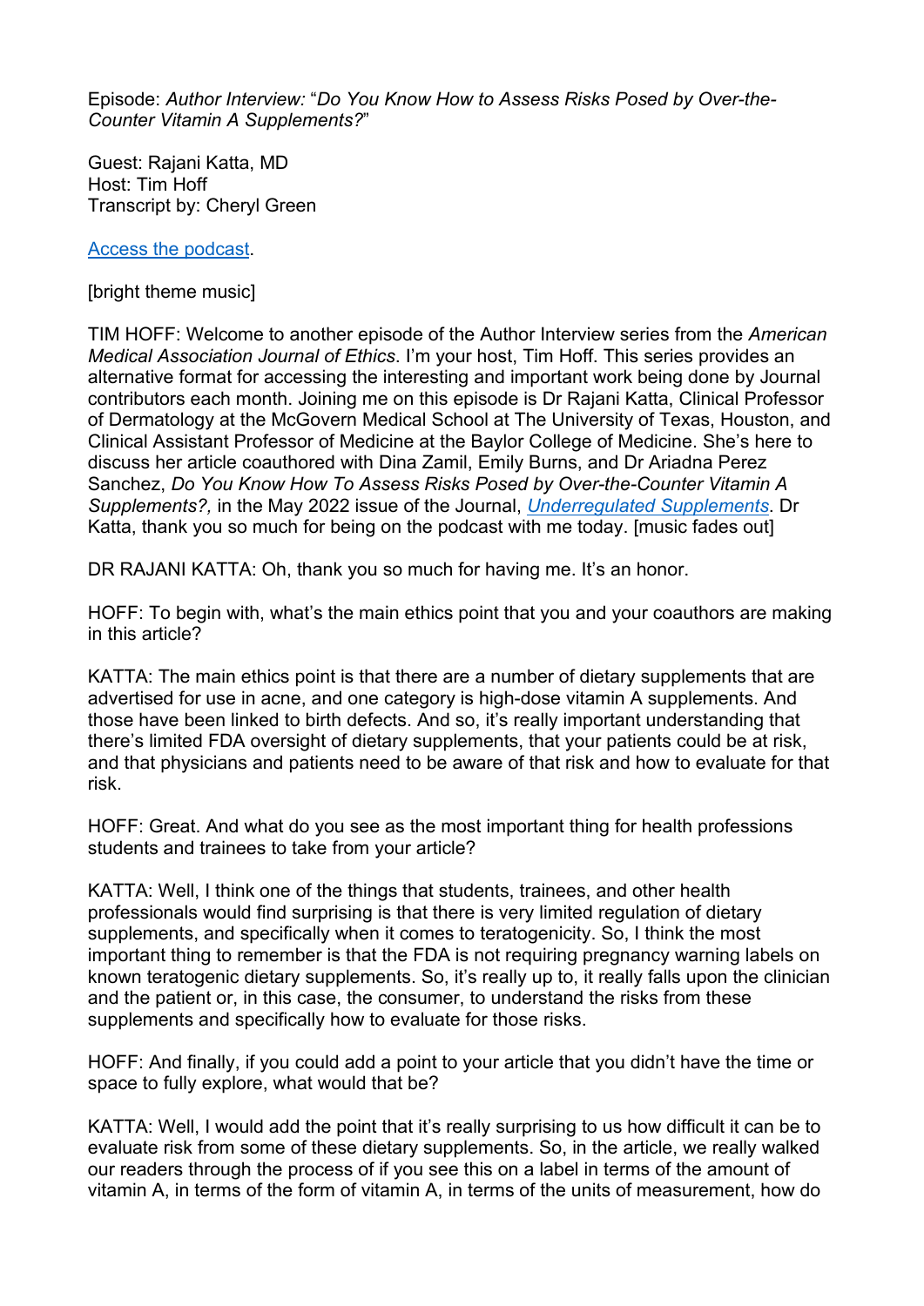Episode: *Author Interview:* "*Do You Know How to Assess Risks Posed by Over-the-Counter Vitamin A Supplements?*"

Guest: Rajani Katta, MD
Host: Tim Hoff
Transcript by: Cheryl Green

[Access the podcast](#).

[bright theme music]

TIM HOFF: Welcome to another episode of the Author Interview series from the *American Medical Association Journal of Ethics*. I'm your host, Tim Hoff. This series provides an alternative format for accessing the interesting and important work being done by Journal contributors each month. Joining me on this episode is Dr Rajani Katta, Clinical Professor of Dermatology at the McGovern Medical School at The University of Texas, Houston, and Clinical Assistant Professor of Medicine at the Baylor College of Medicine. She's here to discuss her article coauthored with Dina Zamil, Emily Burns, and Dr Ariadna Perez Sanchez, *Do You Know How To Assess Risks Posed by Over-the-Counter Vitamin A Supplements?,* in the May 2022 issue of the Journal, [*Underregulated Supplements*](#). Dr Katta, thank you so much for being on the podcast with me today. [music fades out]

DR RAJANI KATTA: Oh, thank you so much for having me. It's an honor.

HOFF: To begin with, what's the main ethics point that you and your coauthors are making in this article?

KATTA: The main ethics point is that there are a number of dietary supplements that are advertised for use in acne, and one category is high-dose vitamin A supplements. And those have been linked to birth defects. And so, it's really important understanding that there's limited FDA oversight of dietary supplements, that your patients could be at risk, and that physicians and patients need to be aware of that risk and how to evaluate for that risk.

HOFF: Great. And what do you see as the most important thing for health professions students and trainees to take from your article?

KATTA: Well, I think one of the things that students, trainees, and other health professionals would find surprising is that there is very limited regulation of dietary supplements, and specifically when it comes to teratogenicity. So, I think the most important thing to remember is that the FDA is not requiring pregnancy warning labels on known teratogenic dietary supplements. So, it's really up to, it really falls upon the clinician and the patient or, in this case, the consumer, to understand the risks from these supplements and specifically how to evaluate for those risks.

HOFF: And finally, if you could add a point to your article that you didn't have the time or space to fully explore, what would that be?

KATTA: Well, I would add the point that it's really surprising to us how difficult it can be to evaluate risk from some of these dietary supplements. So, in the article, we really walked our readers through the process of if you see this on a label in terms of the amount of vitamin A, in terms of the form of vitamin A, in terms of the units of measurement, how do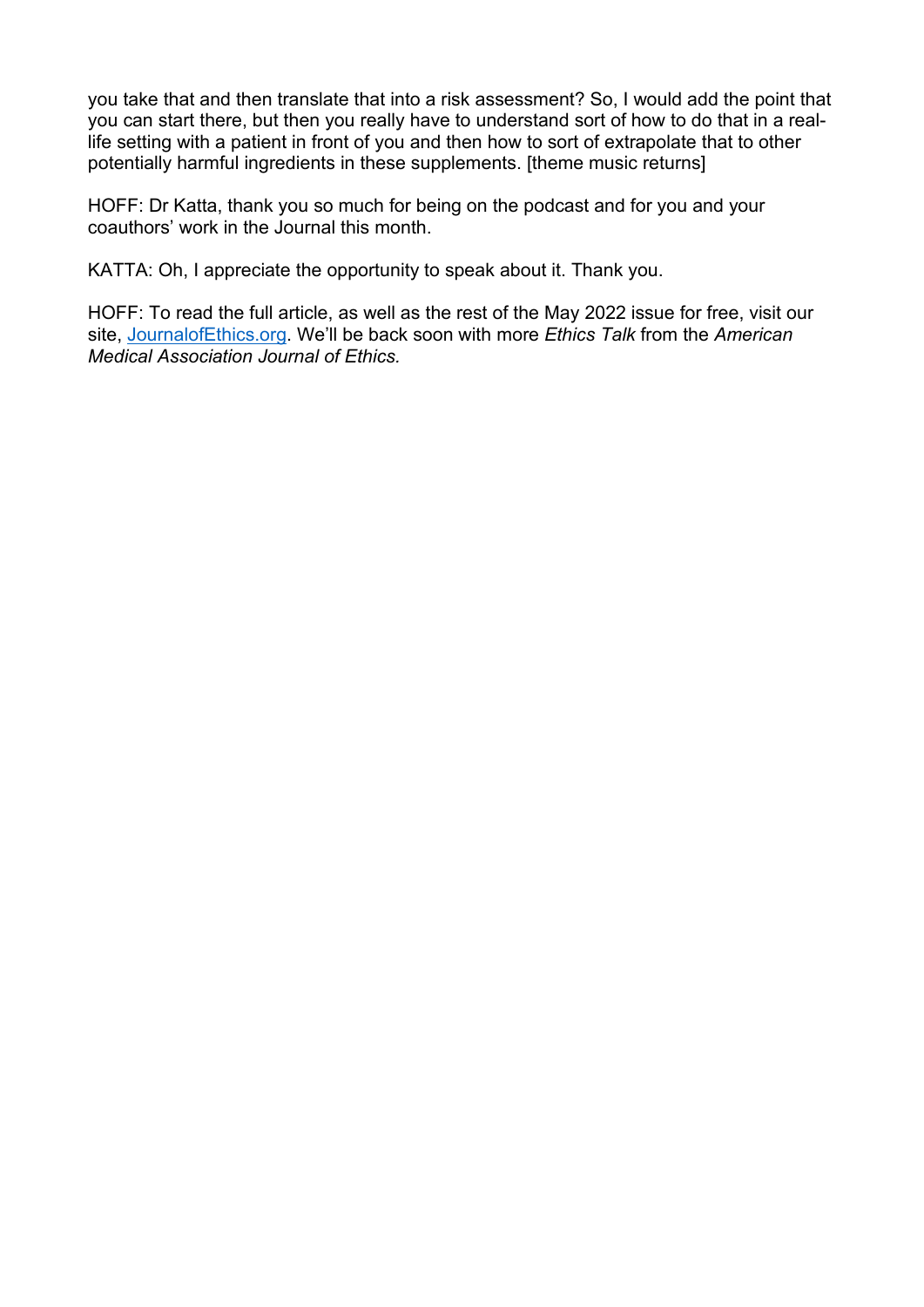you take that and then translate that into a risk assessment? So, I would add the point that you can start there, but then you really have to understand sort of how to do that in a real-life setting with a patient in front of you and then how to sort of extrapolate that to other potentially harmful ingredients in these supplements. [theme music returns]

HOFF: Dr Katta, thank you so much for being on the podcast and for you and your coauthors' work in the Journal this month.

KATTA: Oh, I appreciate the opportunity to speak about it. Thank you.

HOFF: To read the full article, as well as the rest of the May 2022 issue for free, visit our site, JournalofEthics.org. We'll be back soon with more *Ethics Talk* from the *American Medical Association Journal of Ethics.*